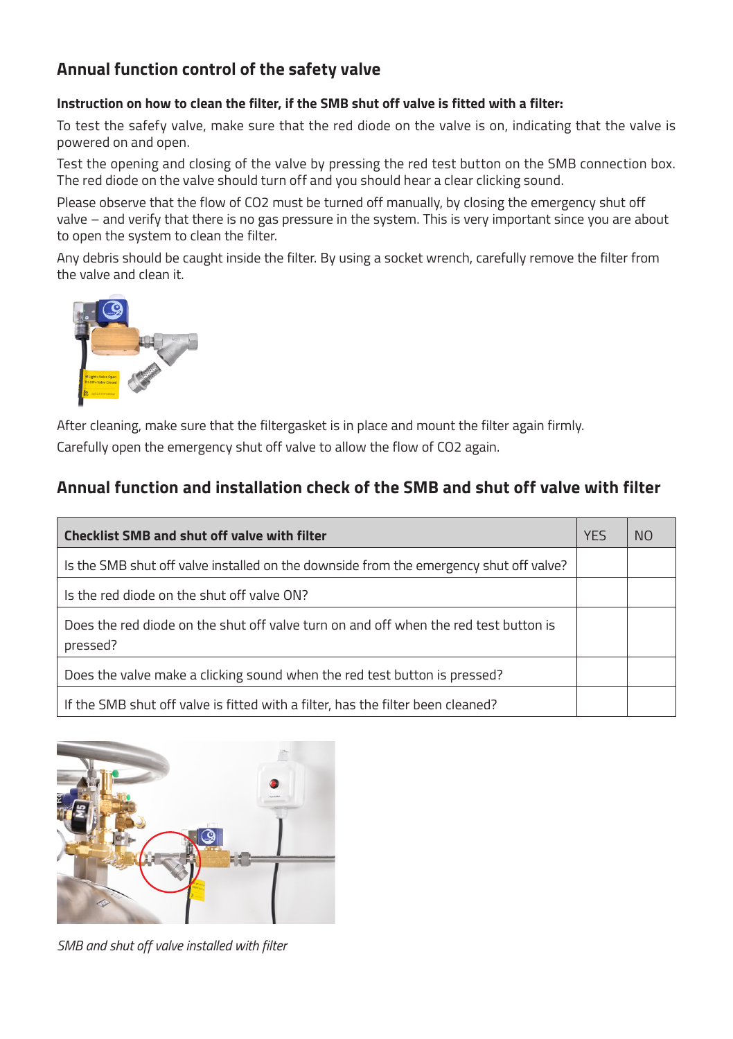## Annual function control of the safety valve

**Instruction on how to clean the filter, if the SMB shut off valve is fitted with a filter:**

To test the safefy valve, make sure that the red diode on the valve is on, indicating that the valve is powered on and open.

Test the opening and closing of the valve by pressing the red test button on the SMB connection box. The red diode on the valve should turn off and you should hear a clear clicking sound.

Please observe that the flow of $CO_2$ must be turned off manually, by closing the emergency shut off valve – and verify that there is no gas pressure in the system. This is very important since you are about to open the system to clean the filter.

Any debris should be caught inside the filter. By using a socket wrench, carefully remove the filter from the valve and clean it.

After cleaning, make sure that the filtergasket is in place and mount the filter again firmly.

Carefully open the emergency shut off valve to allow the flow of $CO_2$ again.

## Annual function and installation check of the SMB and shut off valve with filter

| **Checklist SMB and shut off valve with filter** | YES | NO |
|---|---|---|
| Is the SMB shut off valve installed on the downside from the emergency shut off valve? | | |
| Is the red diode on the shut off valve ON? | | |
| Does the red diode on the shut off valve turn on and off when the red test button is pressed? | | |
| Does the valve make a clicking sound when the red test button is pressed? | | |
| If the SMB shut off valve is fitted with a filter, has the filter been cleaned? | | |

*SMB and shut off valve installed with filter*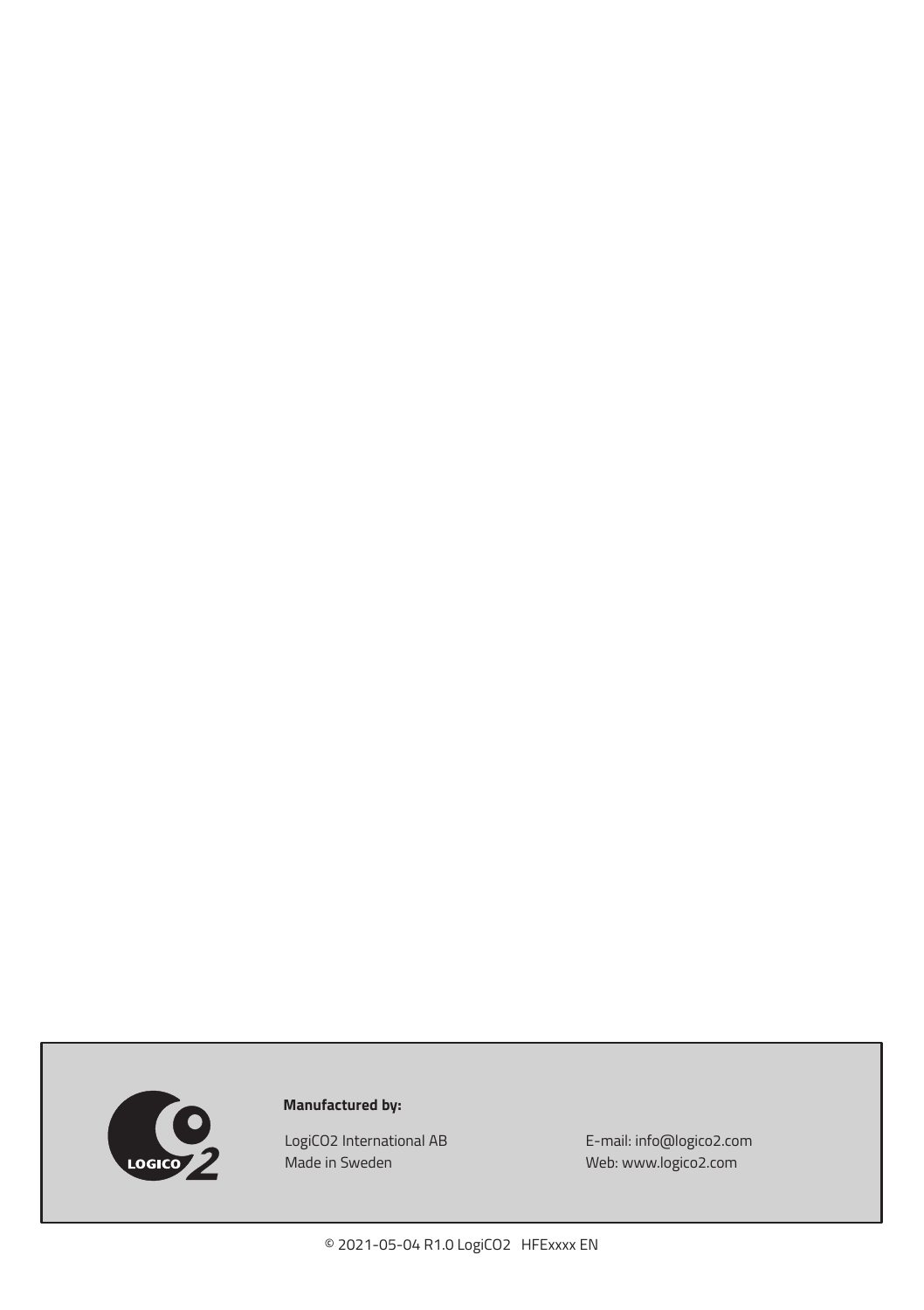**Manufactured by:**

LogiCO2 International AB
Made in Sweden

E-mail: info@logico2.com
Web: www.logico2.com

© 2021-05-04 R1.0 LogiCO2 HFExxxx EN